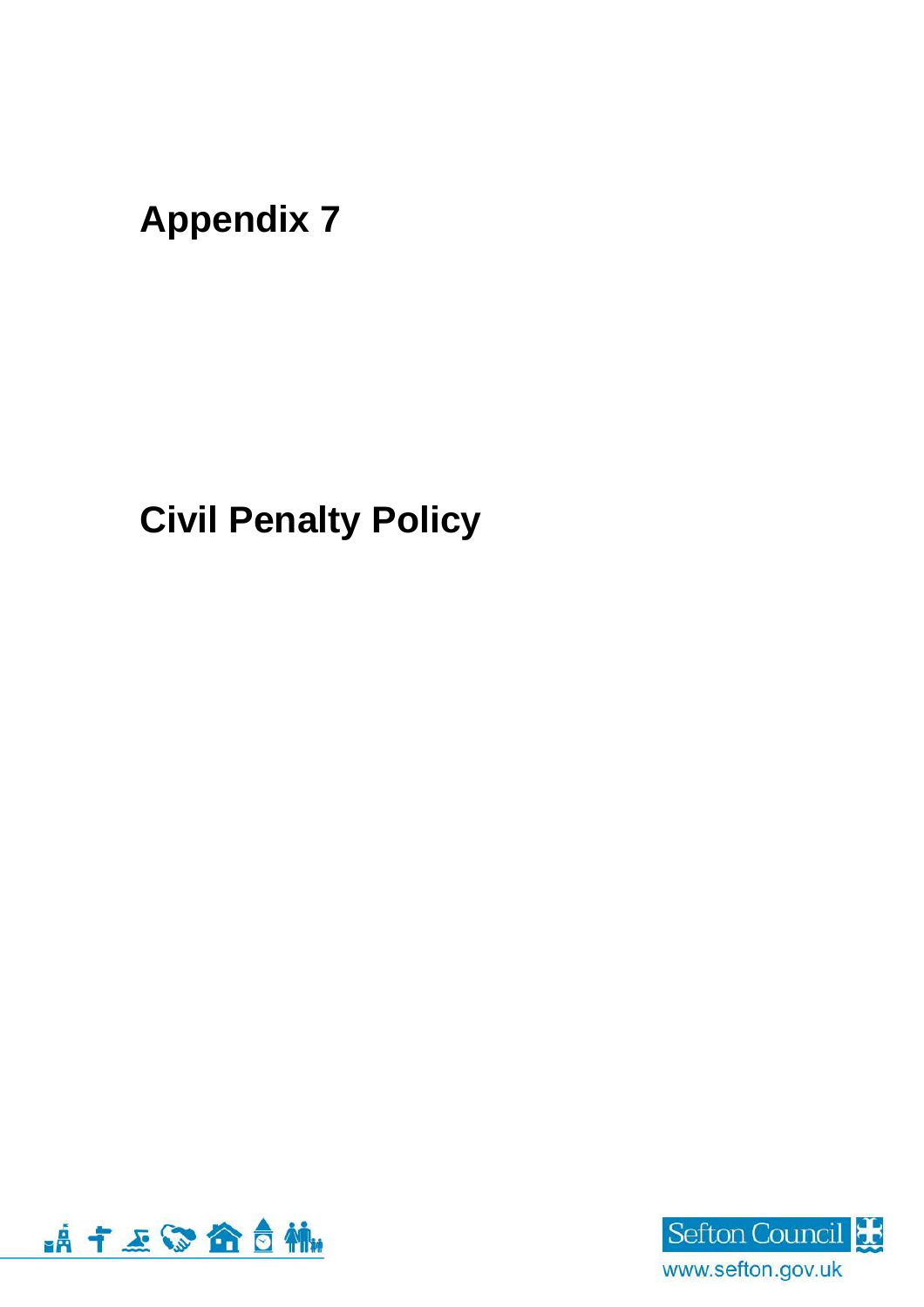# Appendix 7

# Civil Penalty Policy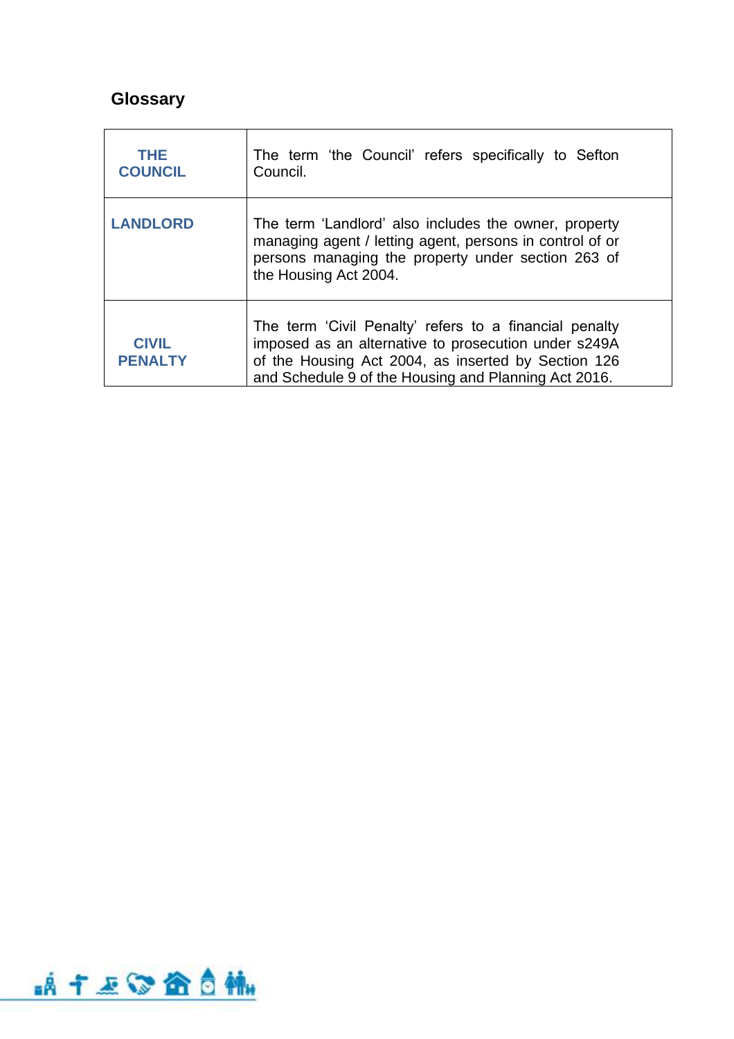## Glossary

| | |
|---|---|
| **THE COUNCIL** | The term 'the Council' refers specifically to Sefton Council. |
| **LANDLORD** | The term 'Landlord' also includes the owner, property managing agent / letting agent, persons in control of or persons managing the property under section 263 of the Housing Act 2004. |
| **CIVIL PENALTY** | The term 'Civil Penalty' refers to a financial penalty imposed as an alternative to prosecution under s249A of the Housing Act 2004, as inserted by Section 126 and Schedule 9 of the Housing and Planning Act 2016. |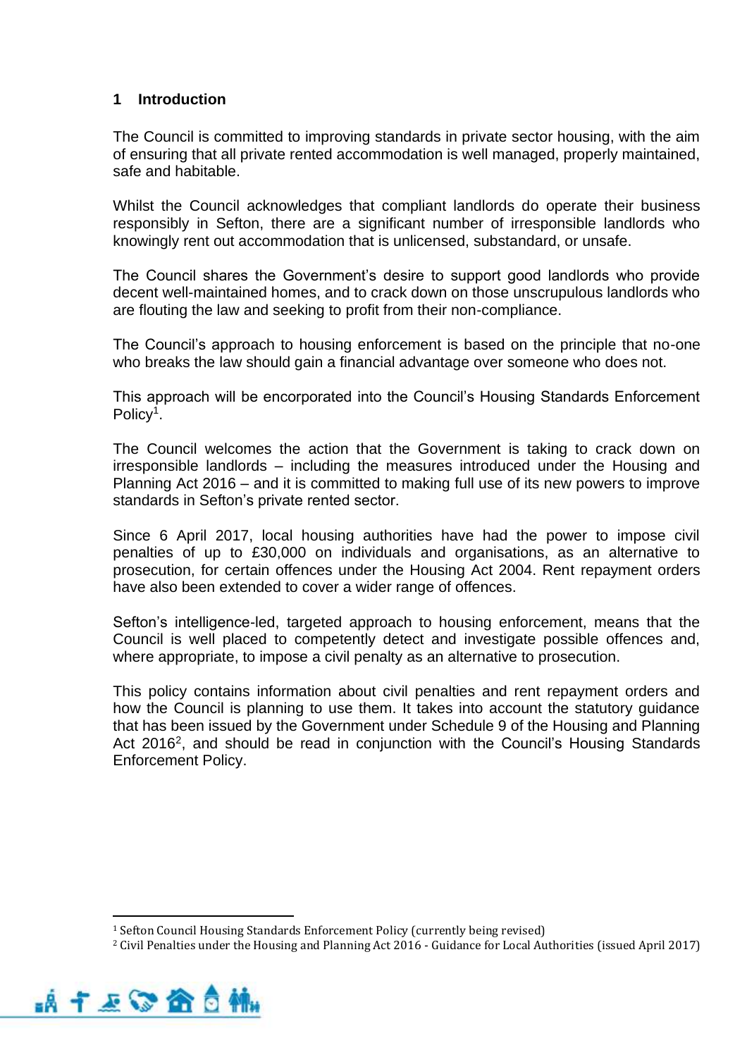## 1 Introduction

The Council is committed to improving standards in private sector housing, with the aim of ensuring that all private rented accommodation is well managed, properly maintained, safe and habitable.

Whilst the Council acknowledges that compliant landlords do operate their business responsibly in Sefton, there are a significant number of irresponsible landlords who knowingly rent out accommodation that is unlicensed, substandard, or unsafe.

The Council shares the Government's desire to support good landlords who provide decent well-maintained homes, and to crack down on those unscrupulous landlords who are flouting the law and seeking to profit from their non-compliance.

The Council's approach to housing enforcement is based on the principle that no-one who breaks the law should gain a financial advantage over someone who does not.

This approach will be encorporated into the Council's Housing Standards Enforcement Policy[1].

The Council welcomes the action that the Government is taking to crack down on irresponsible landlords – including the measures introduced under the Housing and Planning Act 2016 – and it is committed to making full use of its new powers to improve standards in Sefton's private rented sector.

Since 6 April 2017, local housing authorities have had the power to impose civil penalties of up to £30,000 on individuals and organisations, as an alternative to prosecution, for certain offences under the Housing Act 2004. Rent repayment orders have also been extended to cover a wider range of offences.

Sefton's intelligence-led, targeted approach to housing enforcement, means that the Council is well placed to competently detect and investigate possible offences and, where appropriate, to impose a civil penalty as an alternative to prosecution.

This policy contains information about civil penalties and rent repayment orders and how the Council is planning to use them. It takes into account the statutory guidance that has been issued by the Government under Schedule 9 of the Housing and Planning Act 2016[2], and should be read in conjunction with the Council's Housing Standards Enforcement Policy.

---

[1] Sefton Council Housing Standards Enforcement Policy (currently being revised)

[2] Civil Penalties under the Housing and Planning Act 2016 - Guidance for Local Authorities (issued April 2017)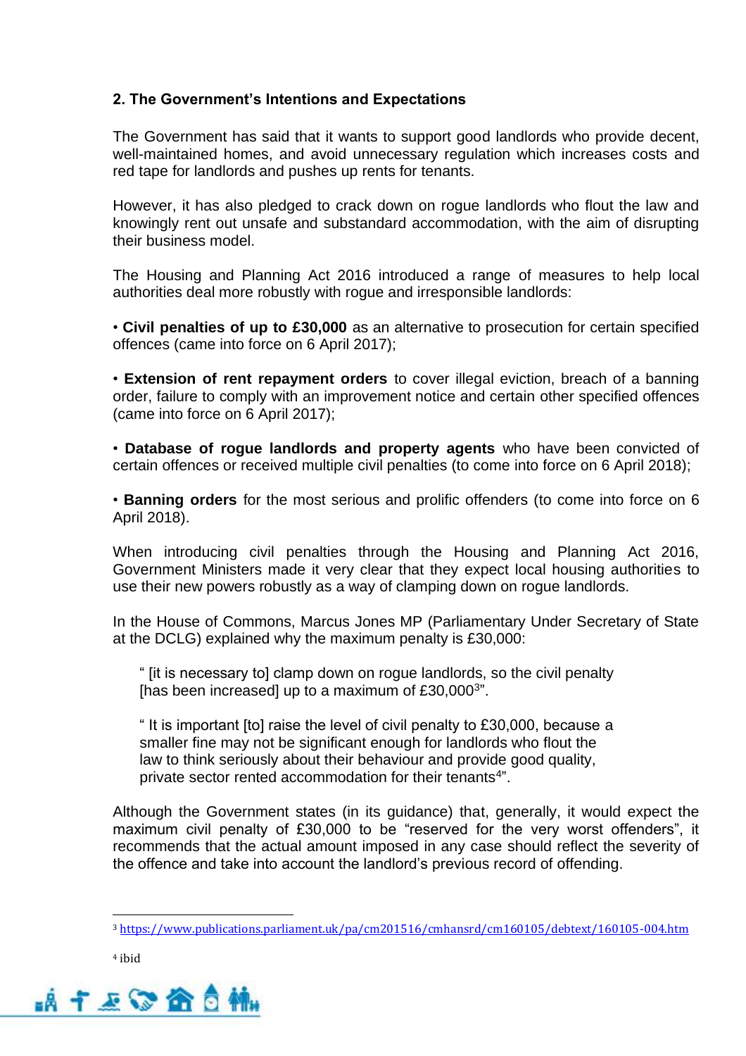## 2. The Government's Intentions and Expectations

The Government has said that it wants to support good landlords who provide decent, well-maintained homes, and avoid unnecessary regulation which increases costs and red tape for landlords and pushes up rents for tenants.

However, it has also pledged to crack down on rogue landlords who flout the law and knowingly rent out unsafe and substandard accommodation, with the aim of disrupting their business model.

The Housing and Planning Act 2016 introduced a range of measures to help local authorities deal more robustly with rogue and irresponsible landlords:

• **Civil penalties of up to £30,000** as an alternative to prosecution for certain specified offences (came into force on 6 April 2017);

• **Extension of rent repayment orders** to cover illegal eviction, breach of a banning order, failure to comply with an improvement notice and certain other specified offences (came into force on 6 April 2017);

• **Database of rogue landlords and property agents** who have been convicted of certain offences or received multiple civil penalties (to come into force on 6 April 2018);

• **Banning orders** for the most serious and prolific offenders (to come into force on 6 April 2018).

When introducing civil penalties through the Housing and Planning Act 2016, Government Ministers made it very clear that they expect local housing authorities to use their new powers robustly as a way of clamping down on rogue landlords.

In the House of Commons, Marcus Jones MP (Parliamentary Under Secretary of State at the DCLG) explained why the maximum penalty is £30,000:

> " [it is necessary to] clamp down on rogue landlords, so the civil penalty [has been increased] up to a maximum of £30,000[3]".
>
> " It is important [to] raise the level of civil penalty to £30,000, because a smaller fine may not be significant enough for landlords who flout the law to think seriously about their behaviour and provide good quality, private sector rented accommodation for their tenants[4]".

Although the Government states (in its guidance) that, generally, it would expect the maximum civil penalty of £30,000 to be "reserved for the very worst offenders", it recommends that the actual amount imposed in any case should reflect the severity of the offence and take into account the landlord's previous record of offending.

---

[3] https://www.publications.parliament.uk/pa/cm201516/cmhansrd/cm160105/debtext/160105-004.htm

[4] ibid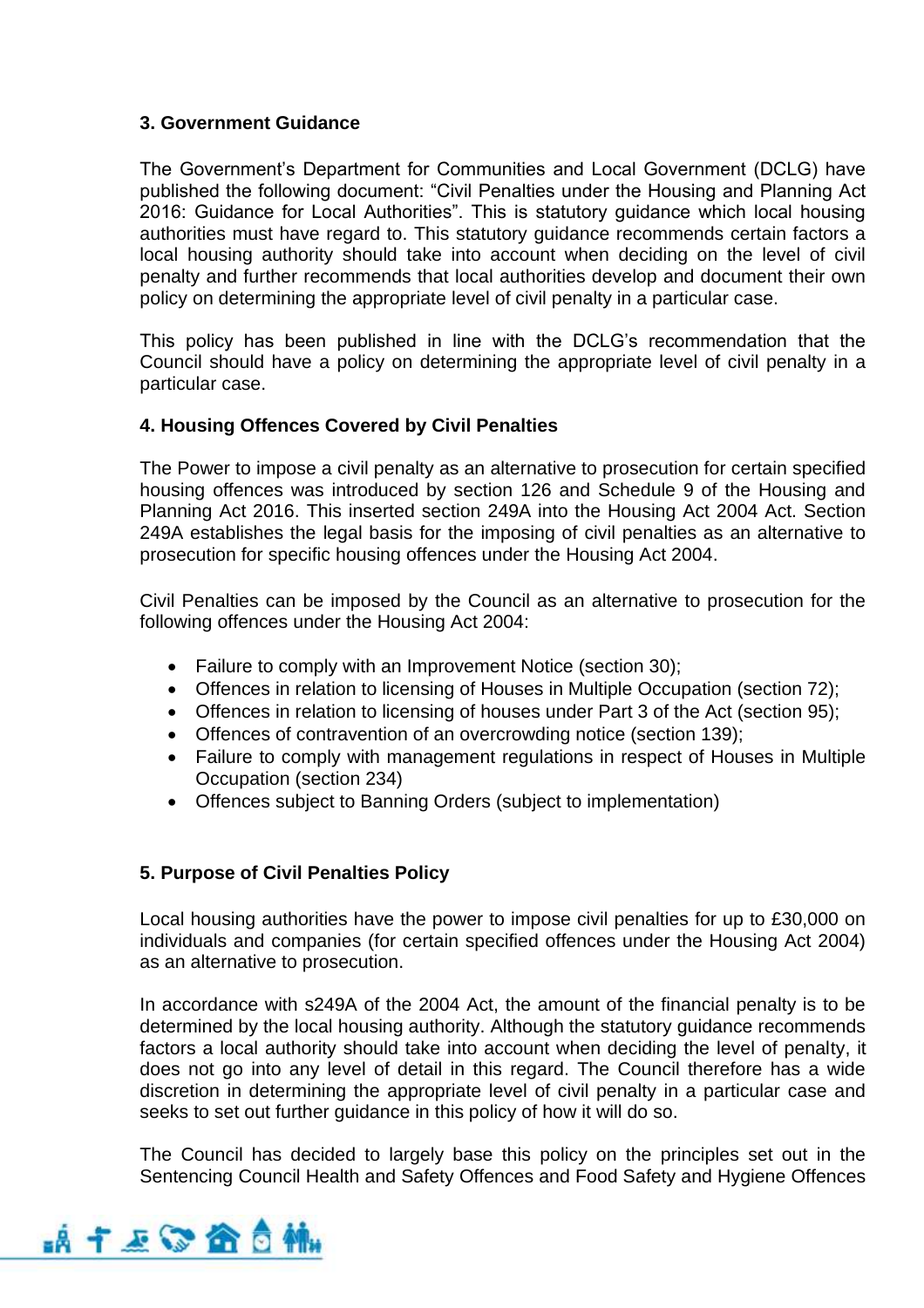## 3. Government Guidance

The Government's Department for Communities and Local Government (DCLG) have published the following document: "Civil Penalties under the Housing and Planning Act 2016: Guidance for Local Authorities". This is statutory guidance which local housing authorities must have regard to. This statutory guidance recommends certain factors a local housing authority should take into account when deciding on the level of civil penalty and further recommends that local authorities develop and document their own policy on determining the appropriate level of civil penalty in a particular case.

This policy has been published in line with the DCLG's recommendation that the Council should have a policy on determining the appropriate level of civil penalty in a particular case.

## 4. Housing Offences Covered by Civil Penalties

The Power to impose a civil penalty as an alternative to prosecution for certain specified housing offences was introduced by section 126 and Schedule 9 of the Housing and Planning Act 2016. This inserted section 249A into the Housing Act 2004 Act. Section 249A establishes the legal basis for the imposing of civil penalties as an alternative to prosecution for specific housing offences under the Housing Act 2004.

Civil Penalties can be imposed by the Council as an alternative to prosecution for the following offences under the Housing Act 2004:

- Failure to comply with an Improvement Notice (section 30);
- Offences in relation to licensing of Houses in Multiple Occupation (section 72);
- Offences in relation to licensing of houses under Part 3 of the Act (section 95);
- Offences of contravention of an overcrowding notice (section 139);
- Failure to comply with management regulations in respect of Houses in Multiple Occupation (section 234)
- Offences subject to Banning Orders (subject to implementation)

## 5. Purpose of Civil Penalties Policy

Local housing authorities have the power to impose civil penalties for up to £30,000 on individuals and companies (for certain specified offences under the Housing Act 2004) as an alternative to prosecution.

In accordance with s249A of the 2004 Act, the amount of the financial penalty is to be determined by the local housing authority. Although the statutory guidance recommends factors a local authority should take into account when deciding the level of penalty, it does not go into any level of detail in this regard. The Council therefore has a wide discretion in determining the appropriate level of civil penalty in a particular case and seeks to set out further guidance in this policy of how it will do so.

The Council has decided to largely base this policy on the principles set out in the Sentencing Council Health and Safety Offences and Food Safety and Hygiene Offences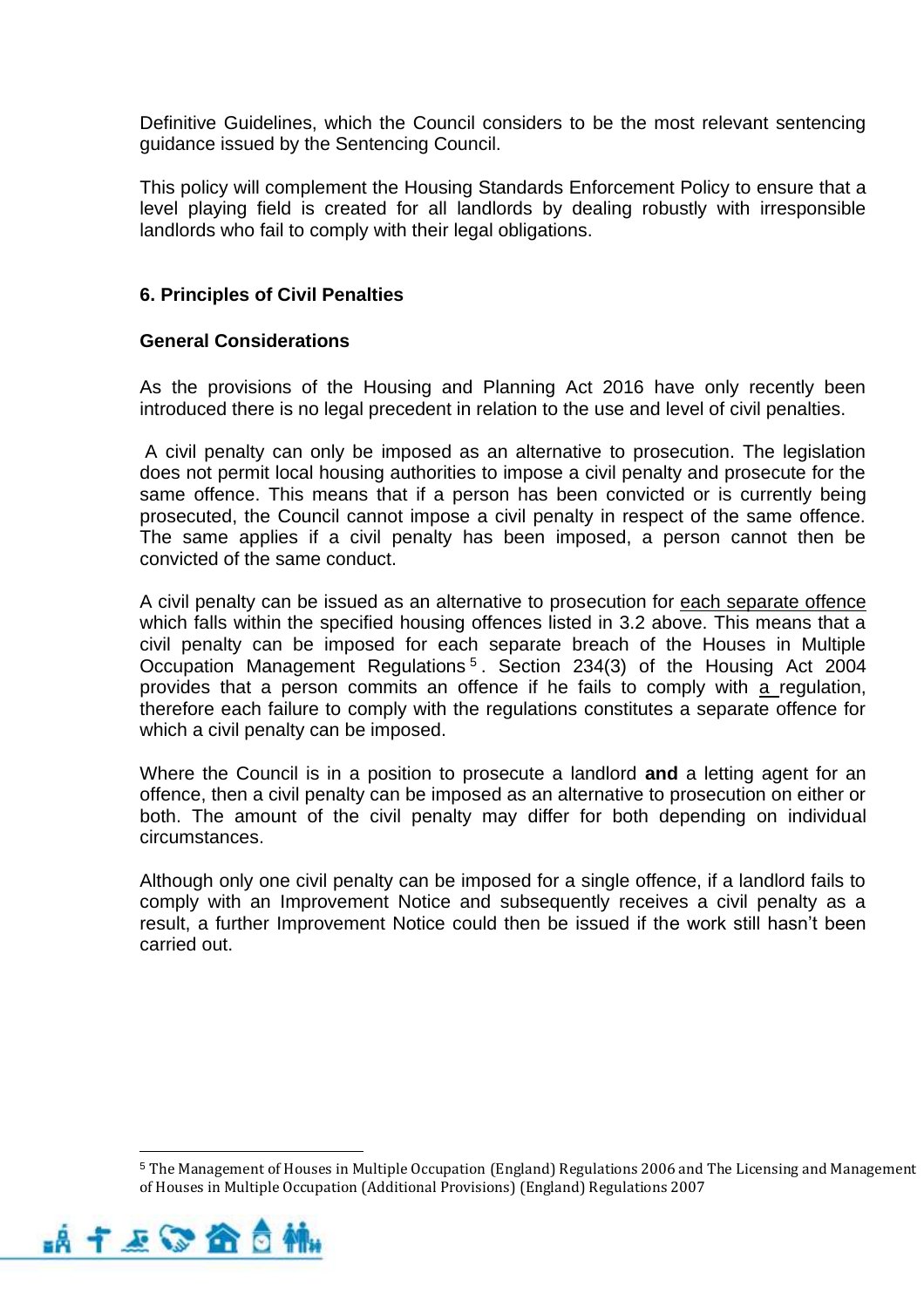Definitive Guidelines, which the Council considers to be the most relevant sentencing guidance issued by the Sentencing Council.

This policy will complement the Housing Standards Enforcement Policy to ensure that a level playing field is created for all landlords by dealing robustly with irresponsible landlords who fail to comply with their legal obligations.

## 6. Principles of Civil Penalties

### General Considerations

As the provisions of the Housing and Planning Act 2016 have only recently been introduced there is no legal precedent in relation to the use and level of civil penalties.

A civil penalty can only be imposed as an alternative to prosecution. The legislation does not permit local housing authorities to impose a civil penalty and prosecute for the same offence. This means that if a person has been convicted or is currently being prosecuted, the Council cannot impose a civil penalty in respect of the same offence. The same applies if a civil penalty has been imposed, a person cannot then be convicted of the same conduct.

A civil penalty can be issued as an alternative to prosecution for each separate offence which falls within the specified housing offences listed in 3.2 above. This means that a civil penalty can be imposed for each separate breach of the Houses in Multiple Occupation Management Regulations[5]. Section 234(3) of the Housing Act 2004 provides that a person commits an offence if he fails to comply with a regulation, therefore each failure to comply with the regulations constitutes a separate offence for which a civil penalty can be imposed.

Where the Council is in a position to prosecute a landlord **and** a letting agent for an offence, then a civil penalty can be imposed as an alternative to prosecution on either or both. The amount of the civil penalty may differ for both depending on individual circumstances.

Although only one civil penalty can be imposed for a single offence, if a landlord fails to comply with an Improvement Notice and subsequently receives a civil penalty as a result, a further Improvement Notice could then be issued if the work still hasn't been carried out.

---

[5] The Management of Houses in Multiple Occupation (England) Regulations 2006 and The Licensing and Management of Houses in Multiple Occupation (Additional Provisions) (England) Regulations 2007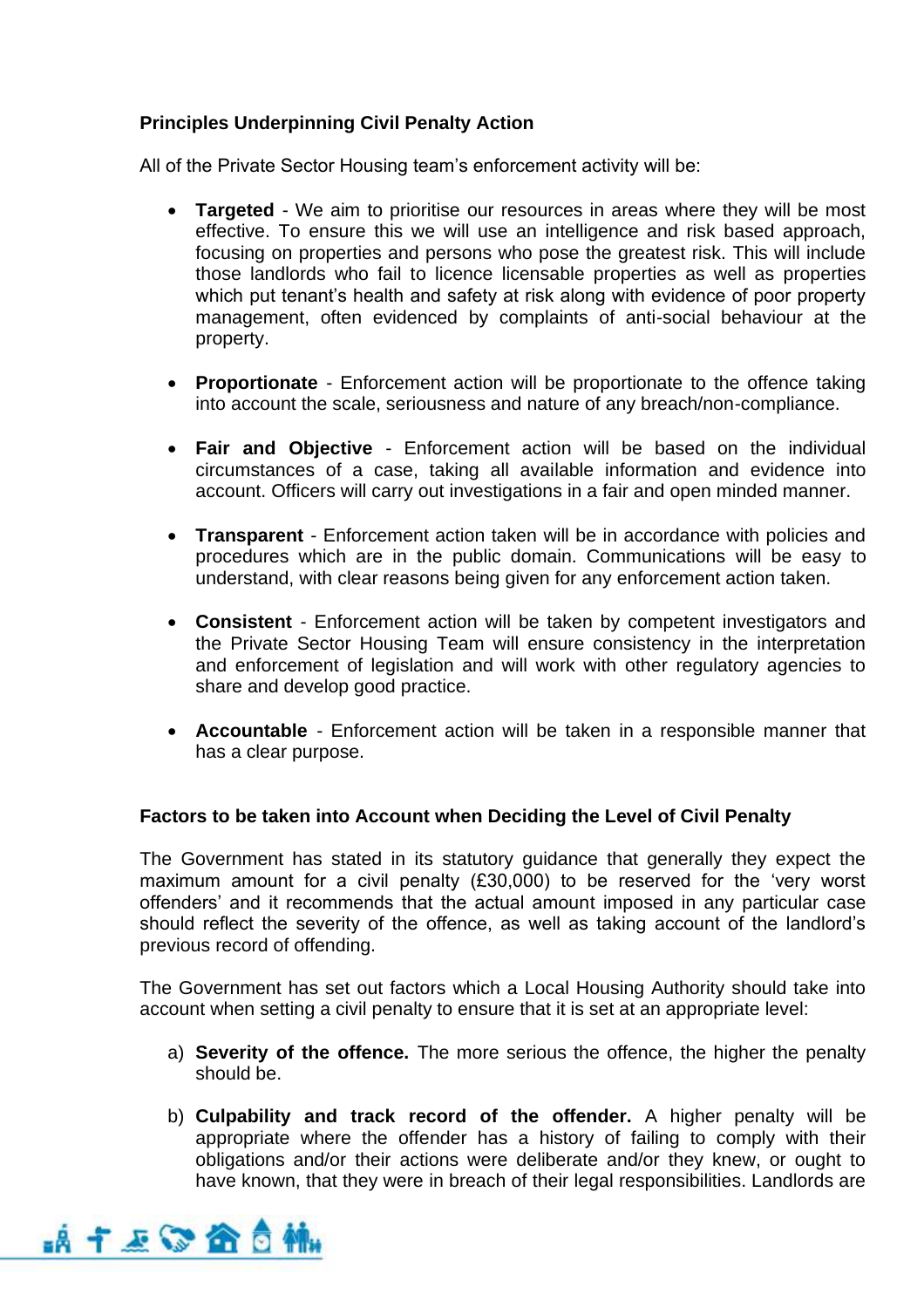### Principles Underpinning Civil Penalty Action

All of the Private Sector Housing team's enforcement activity will be:

- **Targeted** - We aim to prioritise our resources in areas where they will be most effective. To ensure this we will use an intelligence and risk based approach, focusing on properties and persons who pose the greatest risk. This will include those landlords who fail to licence licensable properties as well as properties which put tenant's health and safety at risk along with evidence of poor property management, often evidenced by complaints of anti-social behaviour at the property.

- **Proportionate** - Enforcement action will be proportionate to the offence taking into account the scale, seriousness and nature of any breach/non-compliance.

- **Fair and Objective** - Enforcement action will be based on the individual circumstances of a case, taking all available information and evidence into account. Officers will carry out investigations in a fair and open minded manner.

- **Transparent** - Enforcement action taken will be in accordance with policies and procedures which are in the public domain. Communications will be easy to understand, with clear reasons being given for any enforcement action taken.

- **Consistent** - Enforcement action will be taken by competent investigators and the Private Sector Housing Team will ensure consistency in the interpretation and enforcement of legislation and will work with other regulatory agencies to share and develop good practice.

- **Accountable** - Enforcement action will be taken in a responsible manner that has a clear purpose.

### Factors to be taken into Account when Deciding the Level of Civil Penalty

The Government has stated in its statutory guidance that generally they expect the maximum amount for a civil penalty (£30,000) to be reserved for the 'very worst offenders' and it recommends that the actual amount imposed in any particular case should reflect the severity of the offence, as well as taking account of the landlord's previous record of offending.

The Government has set out factors which a Local Housing Authority should take into account when setting a civil penalty to ensure that it is set at an appropriate level:

a) **Severity of the offence.** The more serious the offence, the higher the penalty should be.

b) **Culpability and track record of the offender.** A higher penalty will be appropriate where the offender has a history of failing to comply with their obligations and/or their actions were deliberate and/or they knew, or ought to have known, that they were in breach of their legal responsibilities. Landlords are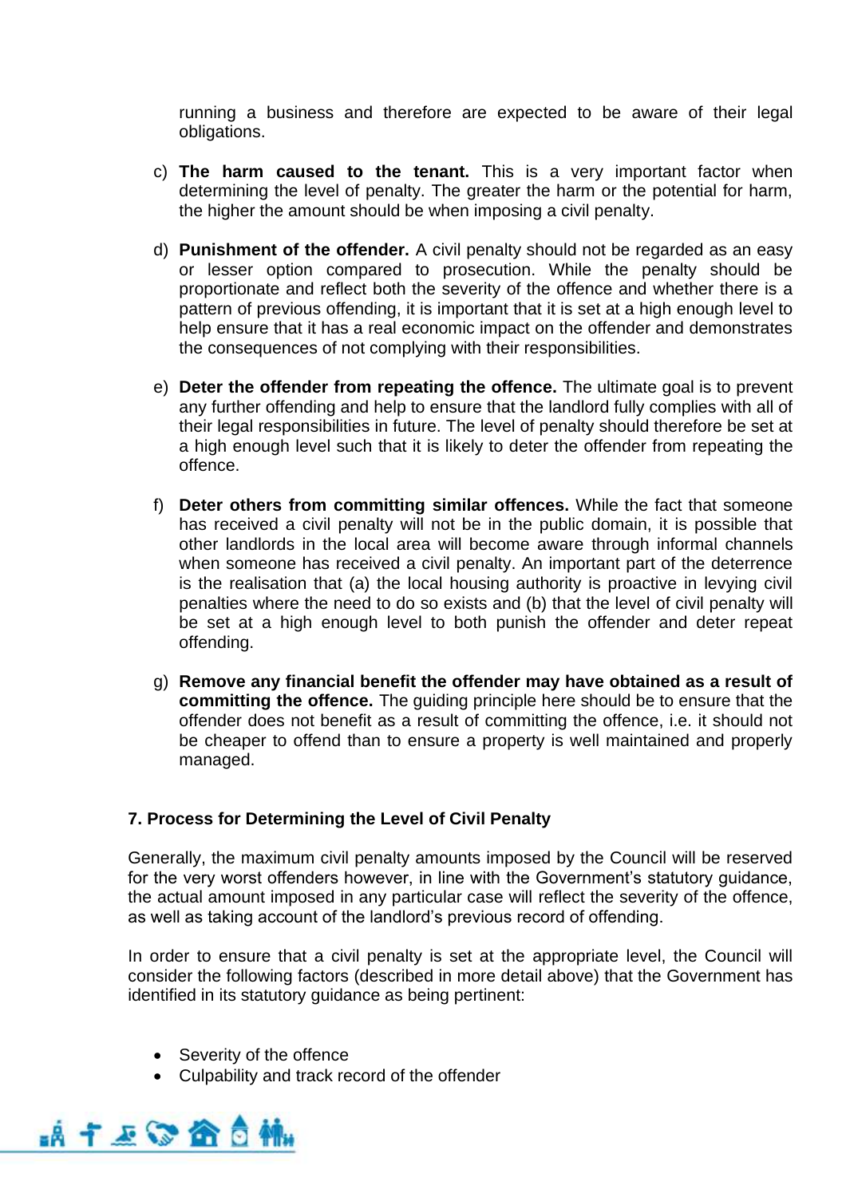running a business and therefore are expected to be aware of their legal obligations.

c) **The harm caused to the tenant.** This is a very important factor when determining the level of penalty. The greater the harm or the potential for harm, the higher the amount should be when imposing a civil penalty.

d) **Punishment of the offender.** A civil penalty should not be regarded as an easy or lesser option compared to prosecution. While the penalty should be proportionate and reflect both the severity of the offence and whether there is a pattern of previous offending, it is important that it is set at a high enough level to help ensure that it has a real economic impact on the offender and demonstrates the consequences of not complying with their responsibilities.

e) **Deter the offender from repeating the offence.** The ultimate goal is to prevent any further offending and help to ensure that the landlord fully complies with all of their legal responsibilities in future. The level of penalty should therefore be set at a high enough level such that it is likely to deter the offender from repeating the offence.

f) **Deter others from committing similar offences.** While the fact that someone has received a civil penalty will not be in the public domain, it is possible that other landlords in the local area will become aware through informal channels when someone has received a civil penalty. An important part of the deterrence is the realisation that (a) the local housing authority is proactive in levying civil penalties where the need to do so exists and (b) that the level of civil penalty will be set at a high enough level to both punish the offender and deter repeat offending.

g) **Remove any financial benefit the offender may have obtained as a result of committing the offence.** The guiding principle here should be to ensure that the offender does not benefit as a result of committing the offence, i.e. it should not be cheaper to offend than to ensure a property is well maintained and properly managed.

## 7. Process for Determining the Level of Civil Penalty

Generally, the maximum civil penalty amounts imposed by the Council will be reserved for the very worst offenders however, in line with the Government's statutory guidance, the actual amount imposed in any particular case will reflect the severity of the offence, as well as taking account of the landlord's previous record of offending.

In order to ensure that a civil penalty is set at the appropriate level, the Council will consider the following factors (described in more detail above) that the Government has identified in its statutory guidance as being pertinent:

- Severity of the offence
- Culpability and track record of the offender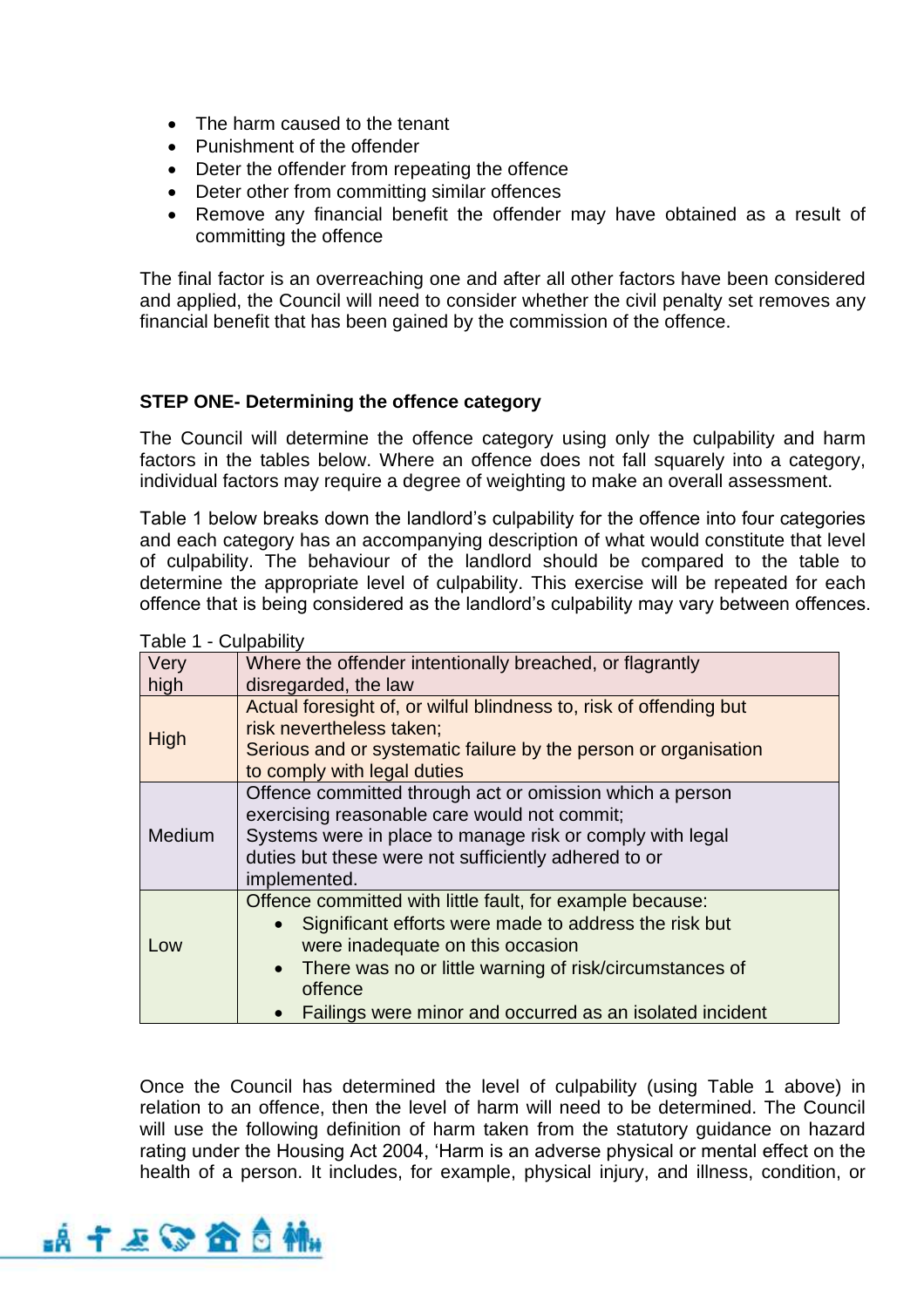- The harm caused to the tenant
- Punishment of the offender
- Deter the offender from repeating the offence
- Deter other from committing similar offences
- Remove any financial benefit the offender may have obtained as a result of committing the offence

The final factor is an overreaching one and after all other factors have been considered and applied, the Council will need to consider whether the civil penalty set removes any financial benefit that has been gained by the commission of the offence.

**STEP ONE- Determining the offence category**

The Council will determine the offence category using only the culpability and harm factors in the tables below. Where an offence does not fall squarely into a category, individual factors may require a degree of weighting to make an overall assessment.

Table 1 below breaks down the landlord's culpability for the offence into four categories and each category has an accompanying description of what would constitute that level of culpability. The behaviour of the landlord should be compared to the table to determine the appropriate level of culpability. This exercise will be repeated for each offence that is being considered as the landlord's culpability may vary between offences.

Table 1 - Culpability

| | |
|---|---|
| Very high | Where the offender intentionally breached, or flagrantly disregarded, the law |
| High | Actual foresight of, or wilful blindness to, risk of offending but risk nevertheless taken;<br>Serious and or systematic failure by the person or organisation to comply with legal duties |
| Medium | Offence committed through act or omission which a person exercising reasonable care would not commit;<br>Systems were in place to manage risk or comply with legal duties but these were not sufficiently adhered to or implemented. |
| Low | Offence committed with little fault, for example because:<br>• Significant efforts were made to address the risk but were inadequate on this occasion<br>• There was no or little warning of risk/circumstances of offence<br>• Failings were minor and occurred as an isolated incident |

Once the Council has determined the level of culpability (using Table 1 above) in relation to an offence, then the level of harm will need to be determined. The Council will use the following definition of harm taken from the statutory guidance on hazard rating under the Housing Act 2004, 'Harm is an adverse physical or mental effect on the health of a person. It includes, for example, physical injury, and illness, condition, or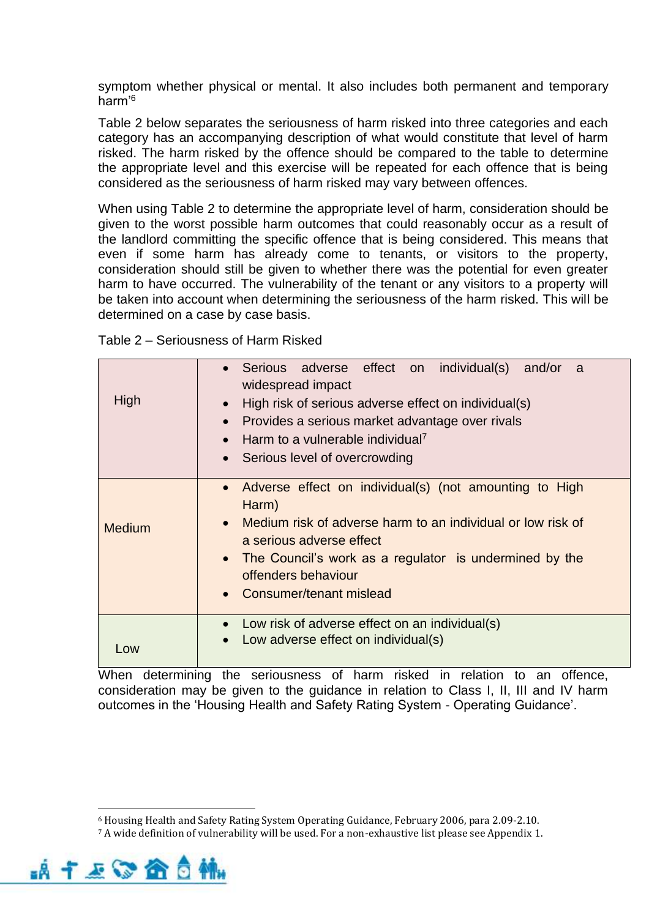symptom whether physical or mental. It also includes both permanent and temporary harm'[6]

Table 2 below separates the seriousness of harm risked into three categories and each category has an accompanying description of what would constitute that level of harm risked. The harm risked by the offence should be compared to the table to determine the appropriate level and this exercise will be repeated for each offence that is being considered as the seriousness of harm risked may vary between offences.

When using Table 2 to determine the appropriate level of harm, consideration should be given to the worst possible harm outcomes that could reasonably occur as a result of the landlord committing the specific offence that is being considered. This means that even if some harm has already come to tenants, or visitors to the property, consideration should still be given to whether there was the potential for even greater harm to have occurred. The vulnerability of the tenant or any visitors to a property will be taken into account when determining the seriousness of the harm risked. This will be determined on a case by case basis.

Table 2 – Seriousness of Harm Risked

| | |
|---|---|
| High | • Serious adverse effect on individual(s) and/or a widespread impact<br>• High risk of serious adverse effect on individual(s)<br>• Provides a serious market advantage over rivals<br>• Harm to a vulnerable individual[7]<br>• Serious level of overcrowding |
| Medium | • Adverse effect on individual(s) (not amounting to High Harm)<br>• Medium risk of adverse harm to an individual or low risk of a serious adverse effect<br>• The Council's work as a regulator is undermined by the offenders behaviour<br>• Consumer/tenant mislead |
| Low | • Low risk of adverse effect on an individual(s)<br>• Low adverse effect on individual(s) |

When determining the seriousness of harm risked in relation to an offence, consideration may be given to the guidance in relation to Class I, II, III and IV harm outcomes in the 'Housing Health and Safety Rating System - Operating Guidance'.

[6] Housing Health and Safety Rating System Operating Guidance, February 2006, para 2.09-2.10.

[7] A wide definition of vulnerability will be used. For a non-exhaustive list please see Appendix 1.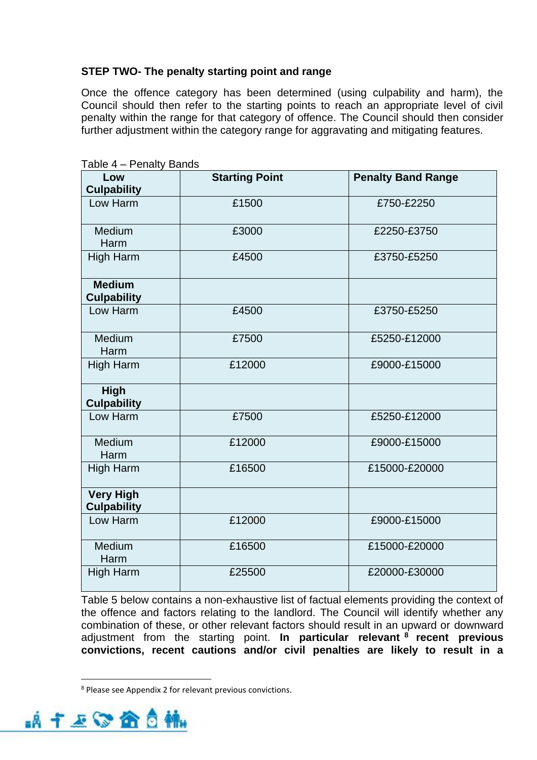**STEP TWO- The penalty starting point and range**

Once the offence category has been determined (using culpability and harm), the Council should then refer to the starting points to reach an appropriate level of civil penalty within the range for that category of offence. The Council should then consider further adjustment within the category range for aggravating and mitigating features.

Table 4 – Penalty Bands

| **Low Culpability** | **Starting Point** | **Penalty Band Range** |
|---|---|---|
| Low Harm | £1500 | £750-£2250 |
| Medium Harm | £3000 | £2250-£3750 |
| High Harm | £4500 | £3750-£5250 |
| **Medium Culpability** | | |
| Low Harm | £4500 | £3750-£5250 |
| Medium Harm | £7500 | £5250-£12000 |
| High Harm | £12000 | £9000-£15000 |
| **High Culpability** | | |
| Low Harm | £7500 | £5250-£12000 |
| Medium Harm | £12000 | £9000-£15000 |
| High Harm | £16500 | £15000-£20000 |
| **Very High Culpability** | | |
| Low Harm | £12000 | £9000-£15000 |
| Medium Harm | £16500 | £15000-£20000 |
| High Harm | £25500 | £20000-£30000 |

Table 5 below contains a non-exhaustive list of factual elements providing the context of the offence and factors relating to the landlord. The Council will identify whether any combination of these, or other relevant factors should result in an upward or downward adjustment from the starting point. **In particular relevant [8] recent previous convictions, recent cautions and/or civil penalties are likely to result in a**

[8] Please see Appendix 2 for relevant previous convictions.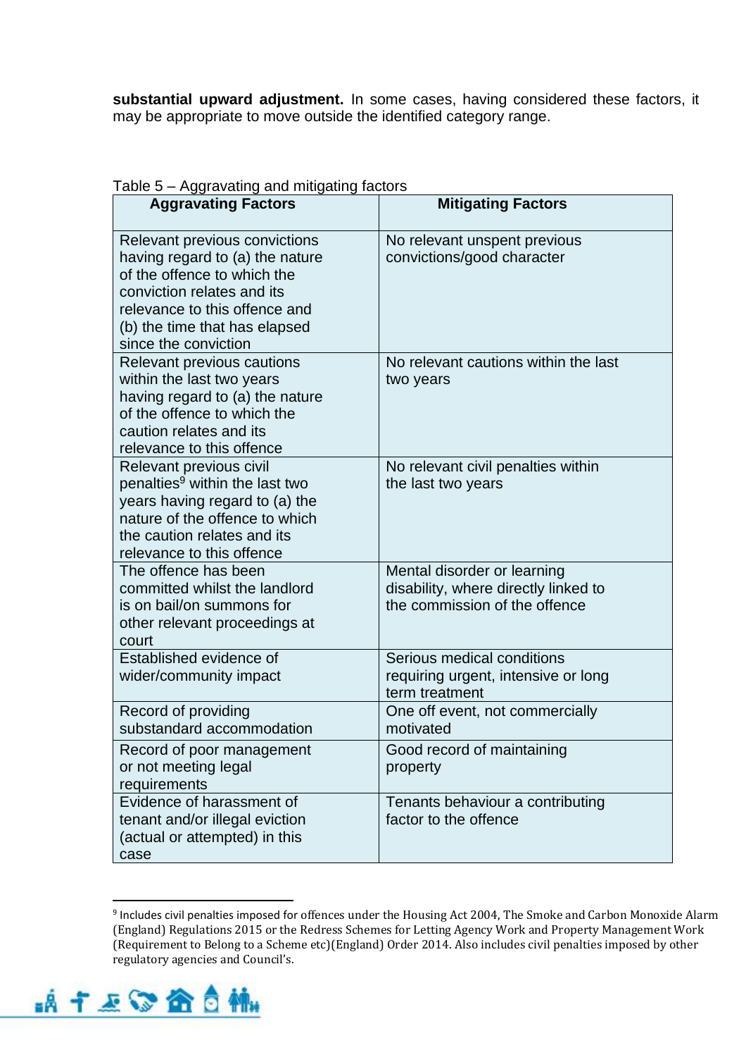**substantial upward adjustment.** In some cases, having considered these factors, it may be appropriate to move outside the identified category range.

Table 5 – Aggravating and mitigating factors

| Aggravating Factors | Mitigating Factors |
|---|---|
| Relevant previous convictions having regard to (a) the nature of the offence to which the conviction relates and its relevance to this offence and (b) the time that has elapsed since the conviction | No relevant unspent previous convictions/good character |
| Relevant previous cautions within the last two years having regard to (a) the nature of the offence to which the caution relates and its relevance to this offence | No relevant cautions within the last two years |
| Relevant previous civil penalties[9] within the last two years having regard to (a) the nature of the offence to which the caution relates and its relevance to this offence | No relevant civil penalties within the last two years |
| The offence has been committed whilst the landlord is on bail/on summons for other relevant proceedings at court | Mental disorder or learning disability, where directly linked to the commission of the offence |
| Established evidence of wider/community impact | Serious medical conditions requiring urgent, intensive or long term treatment |
| Record of providing substandard accommodation | One off event, not commercially motivated |
| Record of poor management or not meeting legal requirements | Good record of maintaining property |
| Evidence of harassment of tenant and/or illegal eviction (actual or attempted) in this case | Tenants behaviour a contributing factor to the offence |

[9] Includes civil penalties imposed for offences under the Housing Act 2004, The Smoke and Carbon Monoxide Alarm (England) Regulations 2015 or the Redress Schemes for Letting Agency Work and Property Management Work (Requirement to Belong to a Scheme etc)(England) Order 2014. Also includes civil penalties imposed by other regulatory agencies and Council's.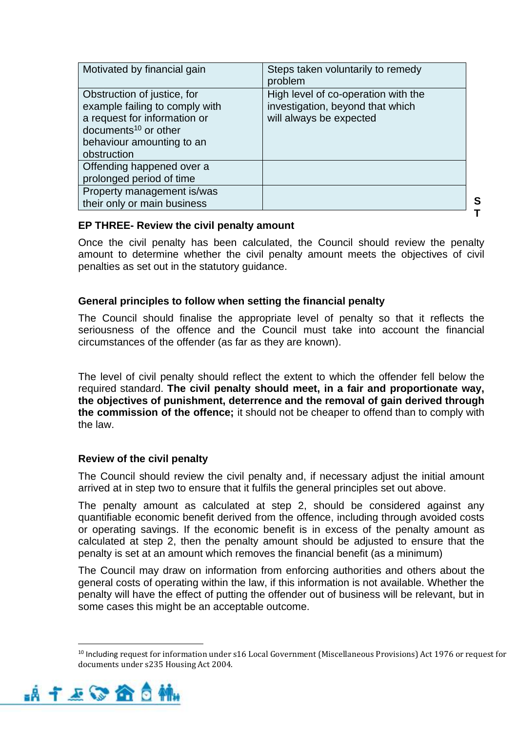| Motivated by financial gain | Steps taken voluntarily to remedy problem |
|---|---|
| Obstruction of justice, for example failing to comply with a request for information or documents[10] or other behaviour amounting to an obstruction | High level of co-operation with the investigation, beyond that which will always be expected |
| Offending happened over a prolonged period of time | |
| Property management is/was their only or main business | |

**STEP THREE- Review the civil penalty amount**

Once the civil penalty has been calculated, the Council should review the penalty amount to determine whether the civil penalty amount meets the objectives of civil penalties as set out in the statutory guidance.

**General principles to follow when setting the financial penalty**

The Council should finalise the appropriate level of penalty so that it reflects the seriousness of the offence and the Council must take into account the financial circumstances of the offender (as far as they are known).

The level of civil penalty should reflect the extent to which the offender fell below the required standard. **The civil penalty should meet, in a fair and proportionate way, the objectives of punishment, deterrence and the removal of gain derived through the commission of the offence;** it should not be cheaper to offend than to comply with the law.

**Review of the civil penalty**

The Council should review the civil penalty and, if necessary adjust the initial amount arrived at in step two to ensure that it fulfils the general principles set out above.

The penalty amount as calculated at step 2, should be considered against any quantifiable economic benefit derived from the offence, including through avoided costs or operating savings. If the economic benefit is in excess of the penalty amount as calculated at step 2, then the penalty amount should be adjusted to ensure that the penalty is set at an amount which removes the financial benefit (as a minimum)

The Council may draw on information from enforcing authorities and others about the general costs of operating within the law, if this information is not available. Whether the penalty will have the effect of putting the offender out of business will be relevant, but in some cases this might be an acceptable outcome.

[10] Including request for information under s16 Local Government (Miscellaneous Provisions) Act 1976 or request for documents under s235 Housing Act 2004.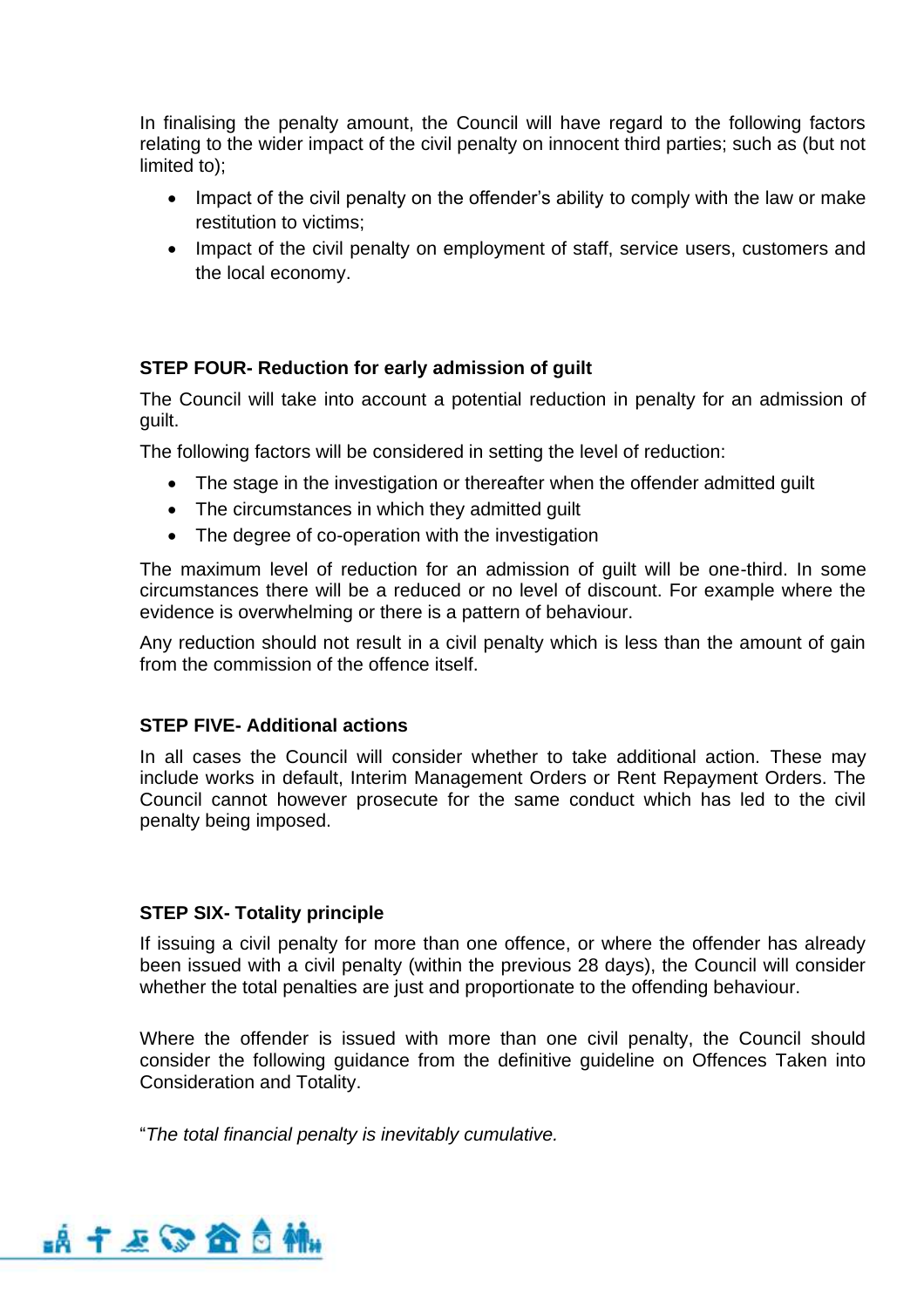In finalising the penalty amount, the Council will have regard to the following factors relating to the wider impact of the civil penalty on innocent third parties; such as (but not limited to);

- Impact of the civil penalty on the offender's ability to comply with the law or make restitution to victims;
- Impact of the civil penalty on employment of staff, service users, customers and the local economy.

**STEP FOUR- Reduction for early admission of guilt**

The Council will take into account a potential reduction in penalty for an admission of guilt.

The following factors will be considered in setting the level of reduction:

- The stage in the investigation or thereafter when the offender admitted guilt
- The circumstances in which they admitted guilt
- The degree of co-operation with the investigation

The maximum level of reduction for an admission of guilt will be one-third. In some circumstances there will be a reduced or no level of discount. For example where the evidence is overwhelming or there is a pattern of behaviour.

Any reduction should not result in a civil penalty which is less than the amount of gain from the commission of the offence itself.

**STEP FIVE- Additional actions**

In all cases the Council will consider whether to take additional action. These may include works in default, Interim Management Orders or Rent Repayment Orders. The Council cannot however prosecute for the same conduct which has led to the civil penalty being imposed.

**STEP SIX- Totality principle**

If issuing a civil penalty for more than one offence, or where the offender has already been issued with a civil penalty (within the previous 28 days), the Council will consider whether the total penalties are just and proportionate to the offending behaviour.

Where the offender is issued with more than one civil penalty, the Council should consider the following guidance from the definitive guideline on Offences Taken into Consideration and Totality.

"*The total financial penalty is inevitably cumulative.*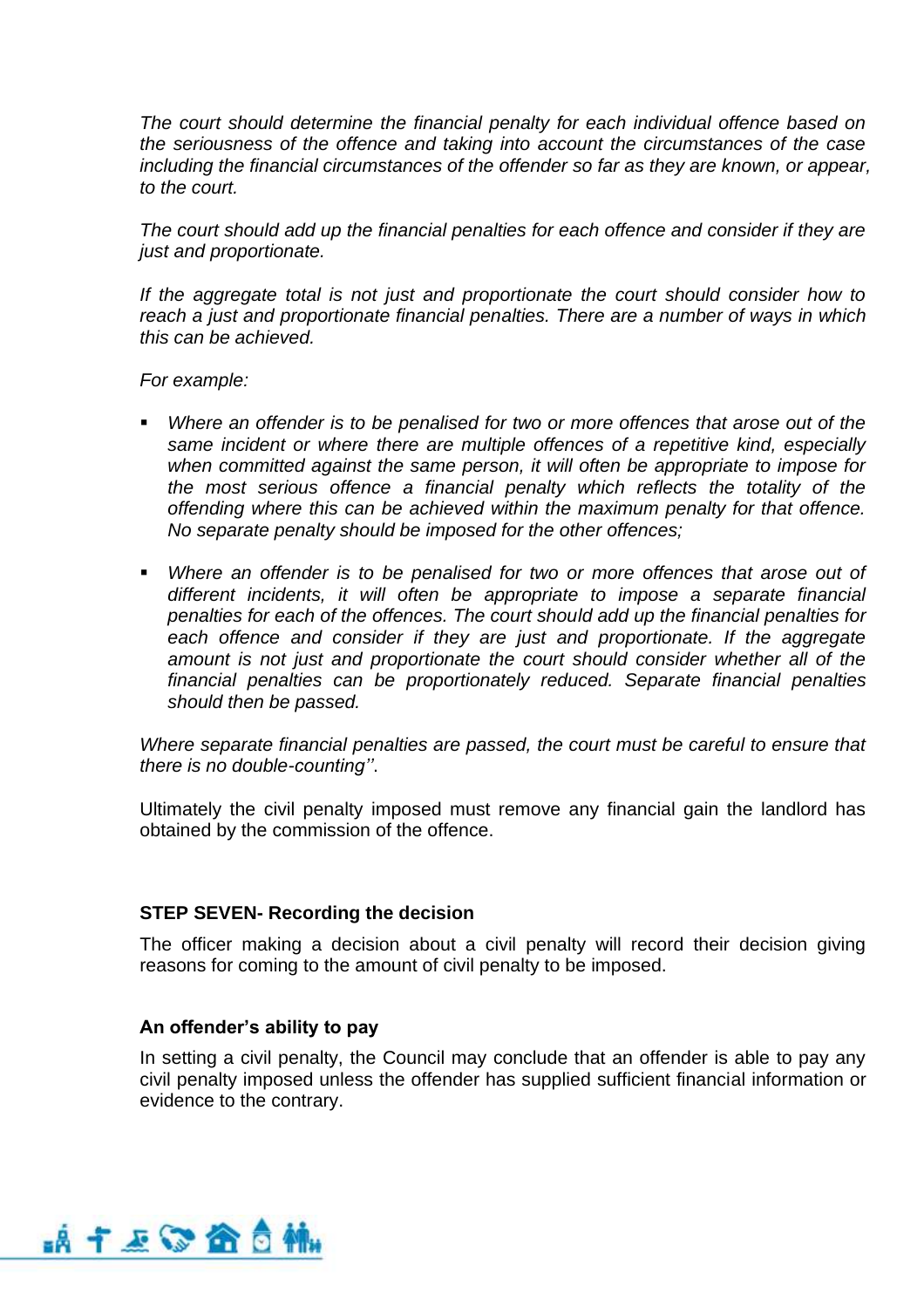*The court should determine the financial penalty for each individual offence based on the seriousness of the offence and taking into account the circumstances of the case including the financial circumstances of the offender so far as they are known, or appear, to the court.*

*The court should add up the financial penalties for each offence and consider if they are just and proportionate.*

*If the aggregate total is not just and proportionate the court should consider how to reach a just and proportionate financial penalties. There are a number of ways in which this can be achieved.*

*For example:*

- *Where an offender is to be penalised for two or more offences that arose out of the same incident or where there are multiple offences of a repetitive kind, especially when committed against the same person, it will often be appropriate to impose for the most serious offence a financial penalty which reflects the totality of the offending where this can be achieved within the maximum penalty for that offence. No separate penalty should be imposed for the other offences;*
- *Where an offender is to be penalised for two or more offences that arose out of different incidents, it will often be appropriate to impose a separate financial penalties for each of the offences. The court should add up the financial penalties for each offence and consider if they are just and proportionate. If the aggregate amount is not just and proportionate the court should consider whether all of the financial penalties can be proportionately reduced. Separate financial penalties should then be passed.*

*Where separate financial penalties are passed, the court must be careful to ensure that there is no double-counting''.*

Ultimately the civil penalty imposed must remove any financial gain the landlord has obtained by the commission of the offence.

### STEP SEVEN- Recording the decision

The officer making a decision about a civil penalty will record their decision giving reasons for coming to the amount of civil penalty to be imposed.

### An offender's ability to pay

In setting a civil penalty, the Council may conclude that an offender is able to pay any civil penalty imposed unless the offender has supplied sufficient financial information or evidence to the contrary.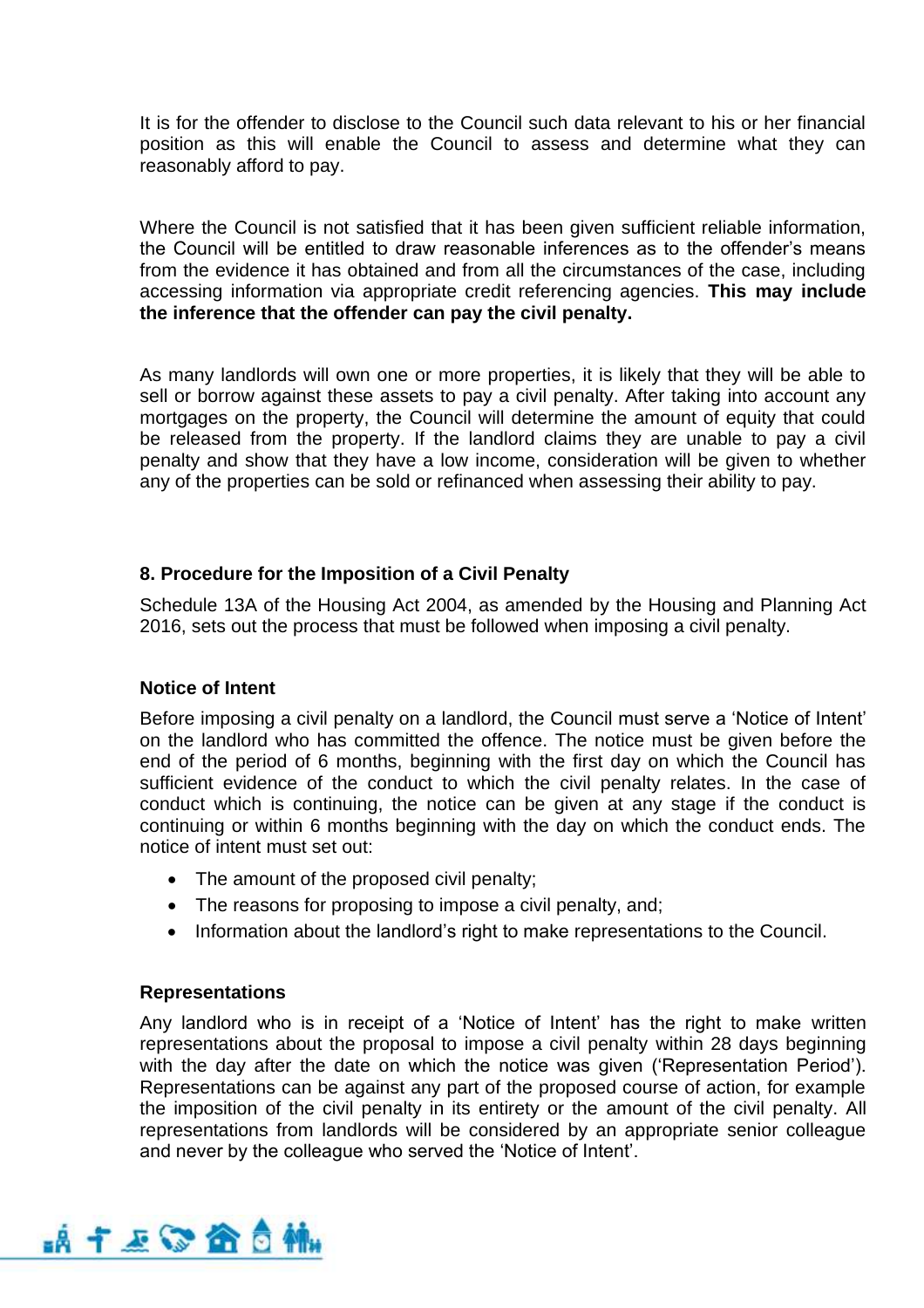It is for the offender to disclose to the Council such data relevant to his or her financial position as this will enable the Council to assess and determine what they can reasonably afford to pay.

Where the Council is not satisfied that it has been given sufficient reliable information, the Council will be entitled to draw reasonable inferences as to the offender's means from the evidence it has obtained and from all the circumstances of the case, including accessing information via appropriate credit referencing agencies. **This may include the inference that the offender can pay the civil penalty.**

As many landlords will own one or more properties, it is likely that they will be able to sell or borrow against these assets to pay a civil penalty. After taking into account any mortgages on the property, the Council will determine the amount of equity that could be released from the property. If the landlord claims they are unable to pay a civil penalty and show that they have a low income, consideration will be given to whether any of the properties can be sold or refinanced when assessing their ability to pay.

## 8. Procedure for the Imposition of a Civil Penalty

Schedule 13A of the Housing Act 2004, as amended by the Housing and Planning Act 2016, sets out the process that must be followed when imposing a civil penalty.

### Notice of Intent

Before imposing a civil penalty on a landlord, the Council must serve a 'Notice of Intent' on the landlord who has committed the offence. The notice must be given before the end of the period of 6 months, beginning with the first day on which the Council has sufficient evidence of the conduct to which the civil penalty relates. In the case of conduct which is continuing, the notice can be given at any stage if the conduct is continuing or within 6 months beginning with the day on which the conduct ends. The notice of intent must set out:

- The amount of the proposed civil penalty;
- The reasons for proposing to impose a civil penalty, and;
- Information about the landlord's right to make representations to the Council.

### Representations

Any landlord who is in receipt of a 'Notice of Intent' has the right to make written representations about the proposal to impose a civil penalty within 28 days beginning with the day after the date on which the notice was given ('Representation Period'). Representations can be against any part of the proposed course of action, for example the imposition of the civil penalty in its entirety or the amount of the civil penalty. All representations from landlords will be considered by an appropriate senior colleague and never by the colleague who served the 'Notice of Intent'.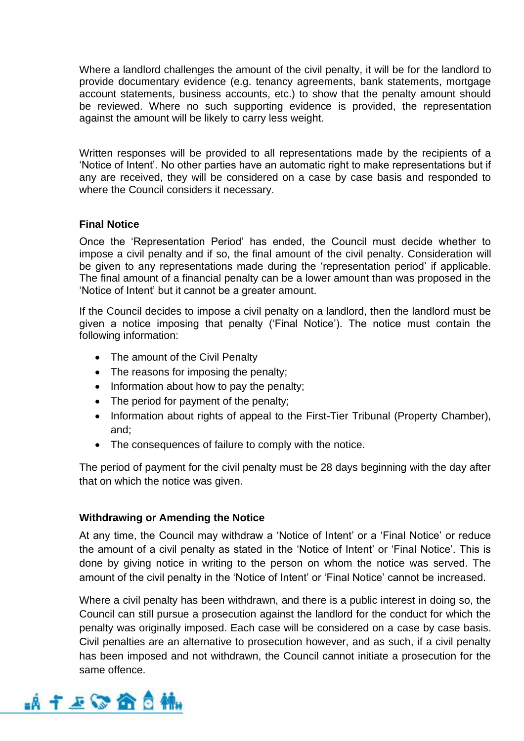Where a landlord challenges the amount of the civil penalty, it will be for the landlord to provide documentary evidence (e.g. tenancy agreements, bank statements, mortgage account statements, business accounts, etc.) to show that the penalty amount should be reviewed. Where no such supporting evidence is provided, the representation against the amount will be likely to carry less weight.

Written responses will be provided to all representations made by the recipients of a 'Notice of Intent'. No other parties have an automatic right to make representations but if any are received, they will be considered on a case by case basis and responded to where the Council considers it necessary.

**Final Notice**

Once the 'Representation Period' has ended, the Council must decide whether to impose a civil penalty and if so, the final amount of the civil penalty. Consideration will be given to any representations made during the 'representation period' if applicable. The final amount of a financial penalty can be a lower amount than was proposed in the 'Notice of Intent' but it cannot be a greater amount.

If the Council decides to impose a civil penalty on a landlord, then the landlord must be given a notice imposing that penalty ('Final Notice'). The notice must contain the following information:

- The amount of the Civil Penalty
- The reasons for imposing the penalty;
- Information about how to pay the penalty;
- The period for payment of the penalty;
- Information about rights of appeal to the First-Tier Tribunal (Property Chamber), and;
- The consequences of failure to comply with the notice.

The period of payment for the civil penalty must be 28 days beginning with the day after that on which the notice was given.

**Withdrawing or Amending the Notice**

At any time, the Council may withdraw a 'Notice of Intent' or a 'Final Notice' or reduce the amount of a civil penalty as stated in the 'Notice of Intent' or 'Final Notice'. This is done by giving notice in writing to the person on whom the notice was served. The amount of the civil penalty in the 'Notice of Intent' or 'Final Notice' cannot be increased.

Where a civil penalty has been withdrawn, and there is a public interest in doing so, the Council can still pursue a prosecution against the landlord for the conduct for which the penalty was originally imposed. Each case will be considered on a case by case basis. Civil penalties are an alternative to prosecution however, and as such, if a civil penalty has been imposed and not withdrawn, the Council cannot initiate a prosecution for the same offence.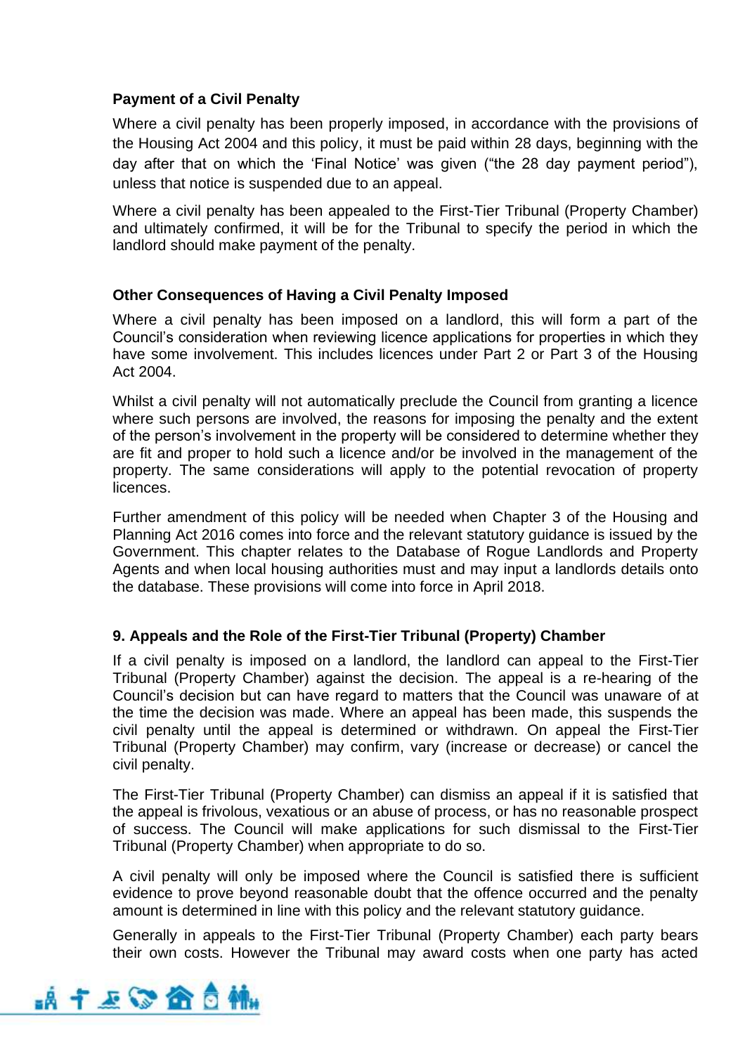**Payment of a Civil Penalty**

Where a civil penalty has been properly imposed, in accordance with the provisions of the Housing Act 2004 and this policy, it must be paid within 28 days, beginning with the day after that on which the 'Final Notice' was given ("the 28 day payment period"), unless that notice is suspended due to an appeal.

Where a civil penalty has been appealed to the First-Tier Tribunal (Property Chamber) and ultimately confirmed, it will be for the Tribunal to specify the period in which the landlord should make payment of the penalty.

**Other Consequences of Having a Civil Penalty Imposed**

Where a civil penalty has been imposed on a landlord, this will form a part of the Council's consideration when reviewing licence applications for properties in which they have some involvement. This includes licences under Part 2 or Part 3 of the Housing Act 2004.

Whilst a civil penalty will not automatically preclude the Council from granting a licence where such persons are involved, the reasons for imposing the penalty and the extent of the person's involvement in the property will be considered to determine whether they are fit and proper to hold such a licence and/or be involved in the management of the property. The same considerations will apply to the potential revocation of property licences.

Further amendment of this policy will be needed when Chapter 3 of the Housing and Planning Act 2016 comes into force and the relevant statutory guidance is issued by the Government. This chapter relates to the Database of Rogue Landlords and Property Agents and when local housing authorities must and may input a landlords details onto the database. These provisions will come into force in April 2018.

**9. Appeals and the Role of the First-Tier Tribunal (Property) Chamber**

If a civil penalty is imposed on a landlord, the landlord can appeal to the First-Tier Tribunal (Property Chamber) against the decision. The appeal is a re-hearing of the Council's decision but can have regard to matters that the Council was unaware of at the time the decision was made. Where an appeal has been made, this suspends the civil penalty until the appeal is determined or withdrawn. On appeal the First-Tier Tribunal (Property Chamber) may confirm, vary (increase or decrease) or cancel the civil penalty.

The First-Tier Tribunal (Property Chamber) can dismiss an appeal if it is satisfied that the appeal is frivolous, vexatious or an abuse of process, or has no reasonable prospect of success. The Council will make applications for such dismissal to the First-Tier Tribunal (Property Chamber) when appropriate to do so.

A civil penalty will only be imposed where the Council is satisfied there is sufficient evidence to prove beyond reasonable doubt that the offence occurred and the penalty amount is determined in line with this policy and the relevant statutory guidance.

Generally in appeals to the First-Tier Tribunal (Property Chamber) each party bears their own costs. However the Tribunal may award costs when one party has acted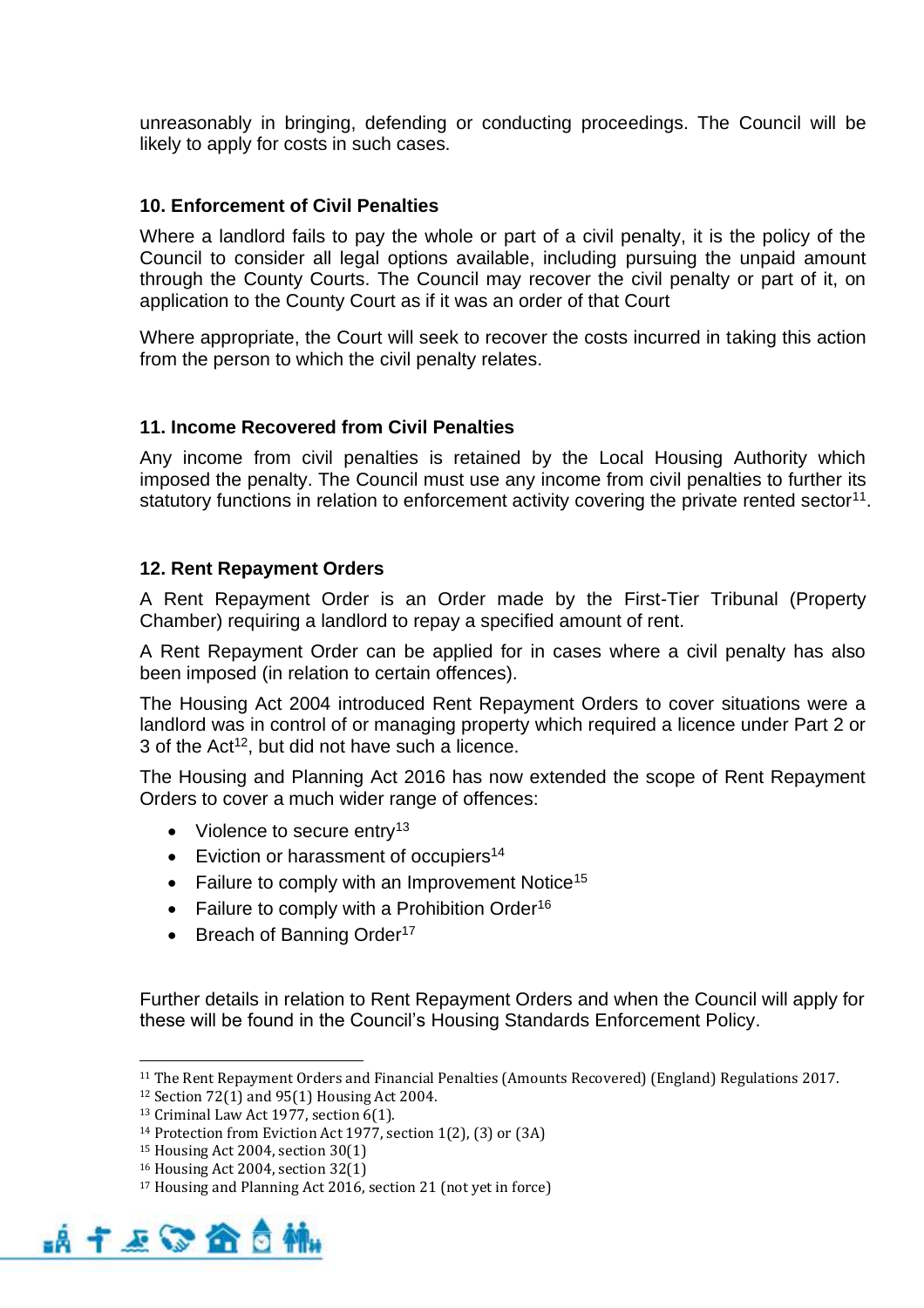unreasonably in bringing, defending or conducting proceedings. The Council will be likely to apply for costs in such cases.

## 10. Enforcement of Civil Penalties

Where a landlord fails to pay the whole or part of a civil penalty, it is the policy of the Council to consider all legal options available, including pursuing the unpaid amount through the County Courts. The Council may recover the civil penalty or part of it, on application to the County Court as if it was an order of that Court

Where appropriate, the Court will seek to recover the costs incurred in taking this action from the person to which the civil penalty relates.

## 11. Income Recovered from Civil Penalties

Any income from civil penalties is retained by the Local Housing Authority which imposed the penalty. The Council must use any income from civil penalties to further its statutory functions in relation to enforcement activity covering the private rented sector[11].

## 12. Rent Repayment Orders

A Rent Repayment Order is an Order made by the First-Tier Tribunal (Property Chamber) requiring a landlord to repay a specified amount of rent.

A Rent Repayment Order can be applied for in cases where a civil penalty has also been imposed (in relation to certain offences).

The Housing Act 2004 introduced Rent Repayment Orders to cover situations were a landlord was in control of or managing property which required a licence under Part 2 or 3 of the Act[12], but did not have such a licence.

The Housing and Planning Act 2016 has now extended the scope of Rent Repayment Orders to cover a much wider range of offences:

- Violence to secure entry[13]
- Eviction or harassment of occupiers[14]
- Failure to comply with an Improvement Notice[15]
- Failure to comply with a Prohibition Order[16]
- Breach of Banning Order[17]

Further details in relation to Rent Repayment Orders and when the Council will apply for these will be found in the Council's Housing Standards Enforcement Policy.

---

[11] The Rent Repayment Orders and Financial Penalties (Amounts Recovered) (England) Regulations 2017.

[12] Section 72(1) and 95(1) Housing Act 2004.

[13] Criminal Law Act 1977, section 6(1).

[14] Protection from Eviction Act 1977, section 1(2), (3) or (3A)

[15] Housing Act 2004, section 30(1)

[16] Housing Act 2004, section 32(1)

[17] Housing and Planning Act 2016, section 21 (not yet in force)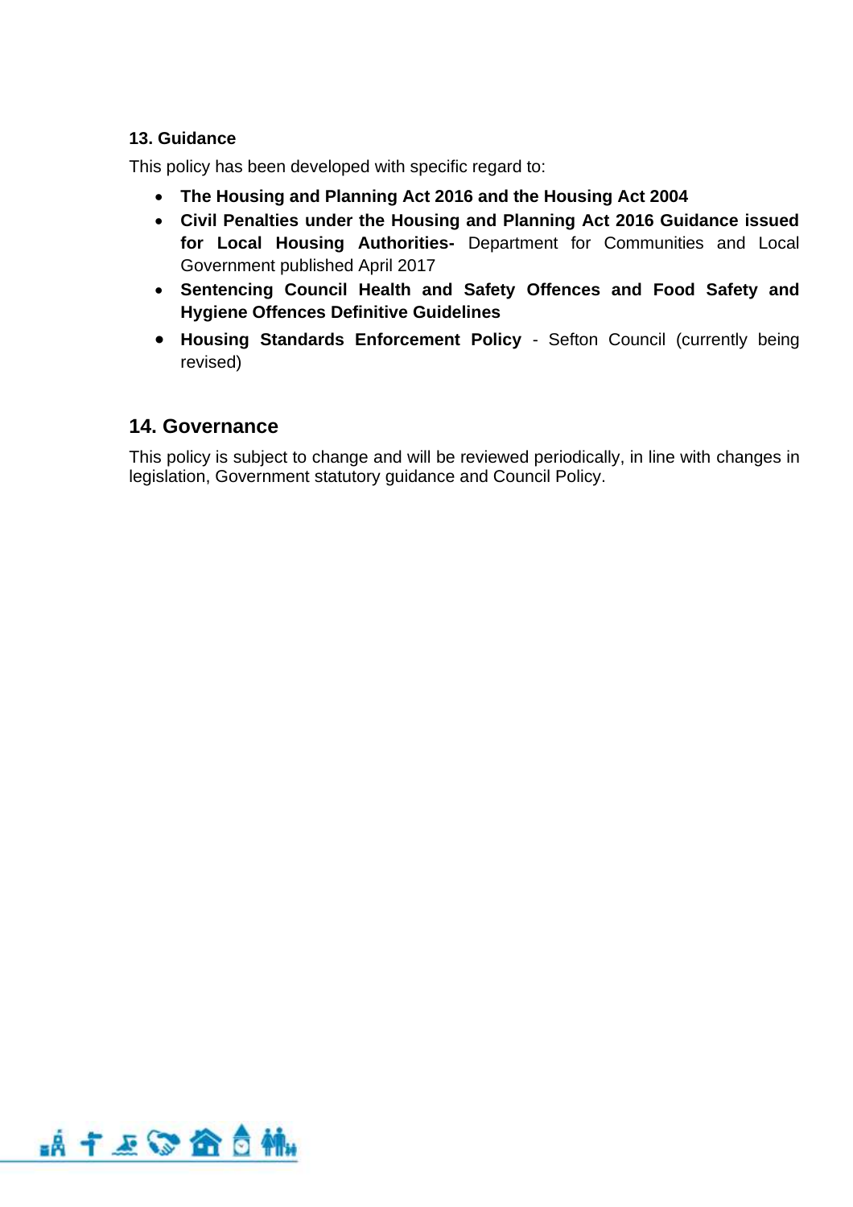### 13. Guidance

This policy has been developed with specific regard to:

- **The Housing and Planning Act 2016 and the Housing Act 2004**
- **Civil Penalties under the Housing and Planning Act 2016 Guidance issued for Local Housing Authorities-** Department for Communities and Local Government published April 2017
- **Sentencing Council Health and Safety Offences and Food Safety and Hygiene Offences Definitive Guidelines**
- **Housing Standards Enforcement Policy** - Sefton Council (currently being revised)

## 14. Governance

This policy is subject to change and will be reviewed periodically, in line with changes in legislation, Government statutory guidance and Council Policy.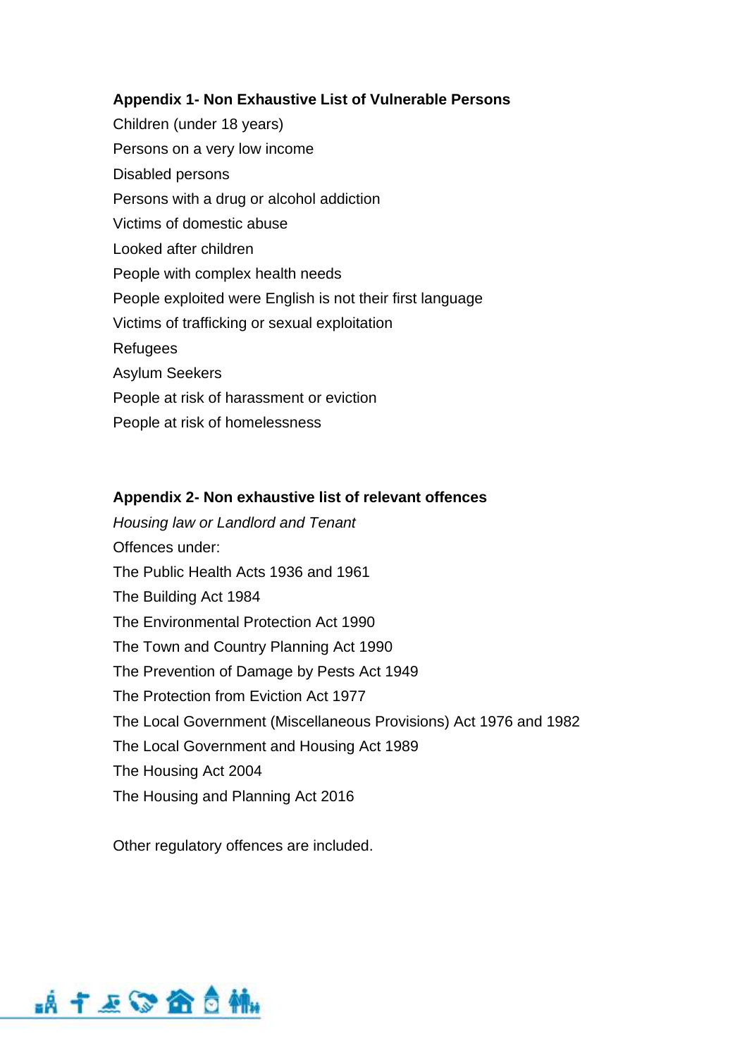**Appendix 1- Non Exhaustive List of Vulnerable Persons**

Children (under 18 years)

Persons on a very low income

Disabled persons

Persons with a drug or alcohol addiction

Victims of domestic abuse

Looked after children

People with complex health needs

People exploited were English is not their first language

Victims of trafficking or sexual exploitation

Refugees

Asylum Seekers

People at risk of harassment or eviction

People at risk of homelessness

**Appendix 2- Non exhaustive list of relevant offences**

*Housing law or Landlord and Tenant*

Offences under:

The Public Health Acts 1936 and 1961

The Building Act 1984

The Environmental Protection Act 1990

The Town and Country Planning Act 1990

The Prevention of Damage by Pests Act 1949

The Protection from Eviction Act 1977

The Local Government (Miscellaneous Provisions) Act 1976 and 1982

The Local Government and Housing Act 1989

The Housing Act 2004

The Housing and Planning Act 2016

Other regulatory offences are included.